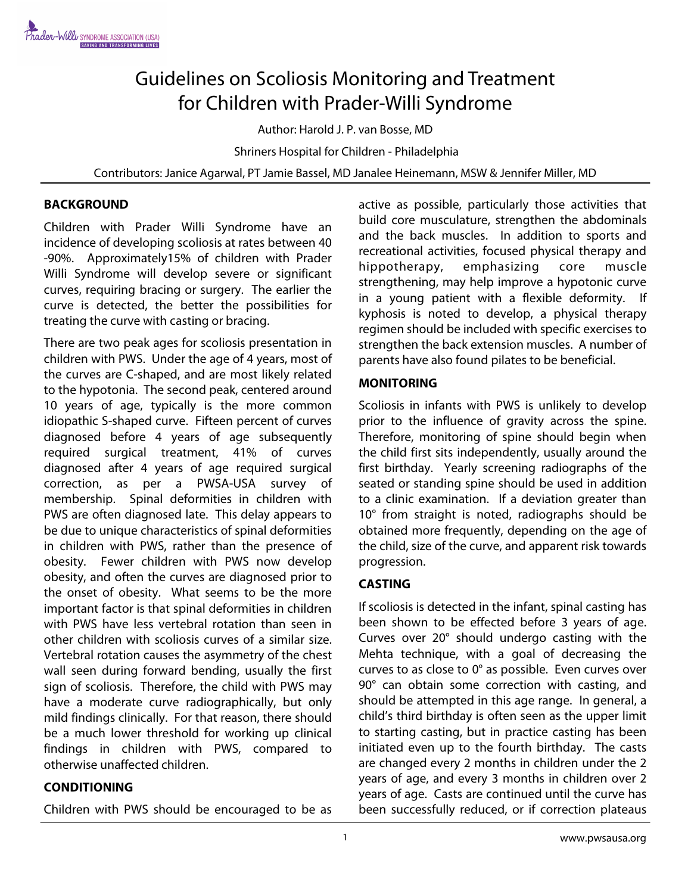# Guidelines on Scoliosis Monitoring and Treatment for Children with Prader-Willi Syndrome

Author: Harold J. P. van Bosse, MD

Shriners Hospital for Children - Philadelphia

Contributors: Janice Agarwal, PT Jamie Bassel, MD Janalee Heinemann, MSW & Jennifer Miller, MD

## BACKGROUND

Children with Prader Willi Syndrome have an incidence of developing scoliosis at rates between 40 -90%. Approximately15% of children with Prader Willi Syndrome will develop severe or significant curves, requiring bracing or surgery. The earlier the curve is detected, the better the possibilities for treating the curve with casting or bracing.

There are two peak ages for scoliosis presentation in children with PWS. Under the age of 4 years, most of the curves are C-shaped, and are most likely related to the hypotonia. The second peak, centered around 10 years of age, typically is the more common idiopathic S-shaped curve. Fifteen percent of curves diagnosed before 4 years of age subsequently required surgical treatment, 41% of curves diagnosed after 4 years of age required surgical correction, as per a PWSA-USA survey of membership. Spinal deformities in children with PWS are often diagnosed late. This delay appears to be due to unique characteristics of spinal deformities in children with PWS, rather than the presence of obesity. Fewer children with PWS now develop obesity, and often the curves are diagnosed prior to the onset of obesity. What seems to be the more important factor is that spinal deformities in children with PWS have less vertebral rotation than seen in other children with scoliosis curves of a similar size. Vertebral rotation causes the asymmetry of the chest wall seen during forward bending, usually the first sign of scoliosis. Therefore, the child with PWS may have a moderate curve radiographically, but only mild findings clinically. For that reason, there should be a much lower threshold for working up clinical findings in children with PWS, compared to otherwise unaffected children.

## CONDITIONING

Children with PWS should be encouraged to be as active as possible, particularly those activities that build core musculature, strengthen the abdominals and the back muscles. In addition to sports and recreational activities, focused physical therapy and hippotherapy, emphasizing core muscle strengthening, may help improve a hypotonic curve in a young patient with a flexible deformity. If kyphosis is noted to develop, a physical therapy regimen should be included with specific exercises to strengthen the back extension muscles. A number of parents have also found pilates to be beneficial.

## MONITORING

Scoliosis in infants with PWS is unlikely to develop prior to the influence of gravity across the spine. Therefore, monitoring of spine should begin when the child first sits independently, usually around the first birthday. Yearly screening radiographs of the seated or standing spine should be used in addition to a clinic examination. If a deviation greater than 10° from straight is noted, radiographs should be obtained more frequently, depending on the age of the child, size of the curve, and apparent risk towards progression.

## CASTING

If scoliosis is detected in the infant, spinal casting has been shown to be effected before 3 years of age. Curves over 20° should undergo casting with the Mehta technique, with a goal of decreasing the curves to as close to 0° as possible. Even curves over 90° can obtain some correction with casting, and should be attempted in this age range. In general, a child's third birthday is often seen as the upper limit to starting casting, but in practice casting has been initiated even up to the fourth birthday. The casts are changed every 2 months in children under the 2 years of age, and every 3 months in children over 2 years of age. Casts are continued until the curve has been successfully reduced, or if correction plateaus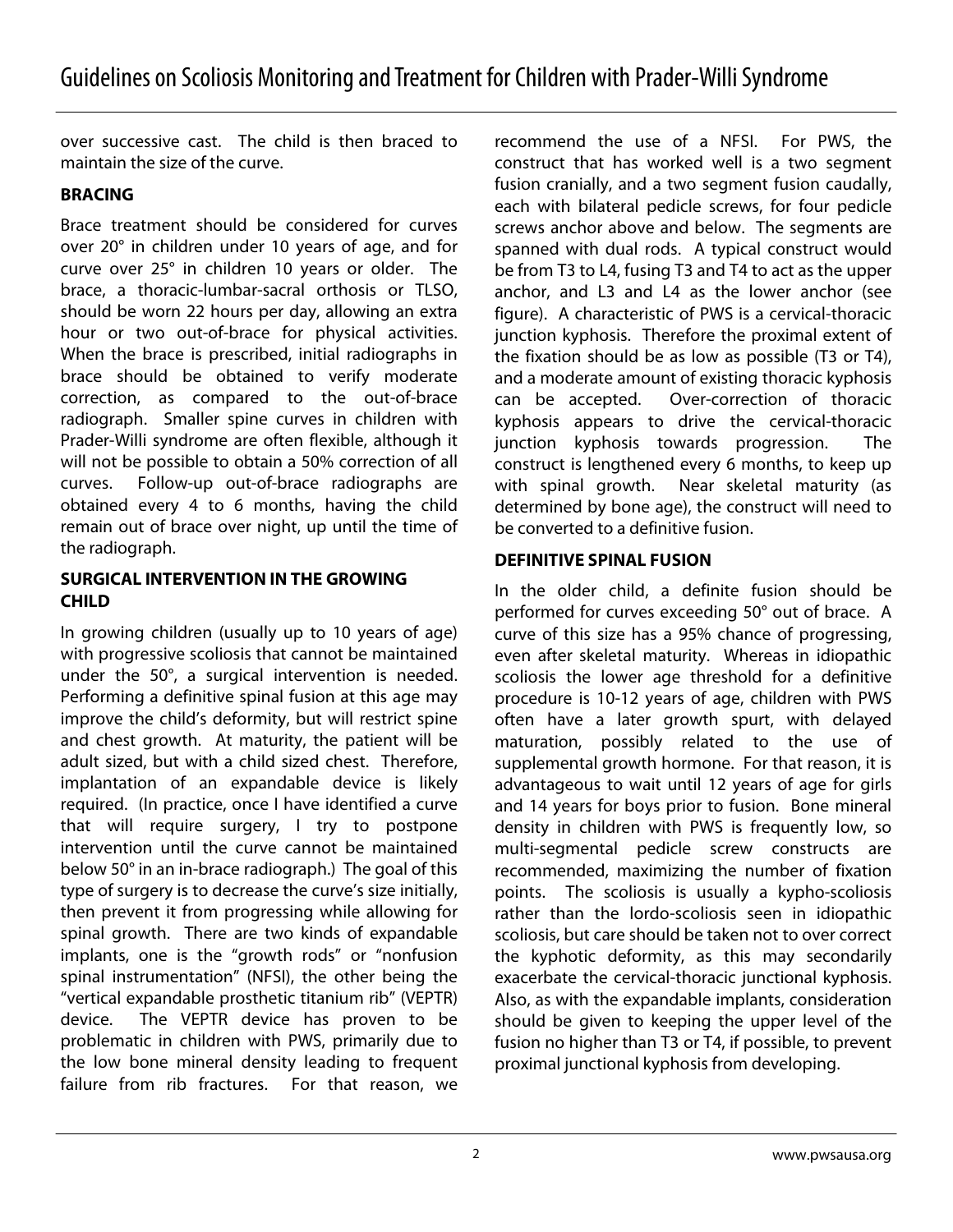over successive cast. The child is then braced to maintain the size of the curve.

**BRACING**

Brace treatment should be considered for curves over 20° in children under 10 years of age, and for curve over 25° in children 10 years or older. The brace, a thoracic-lumbar-sacral orthosis or TLSO, should be worn 22 hours per day, allowing an extra hour or two out-of-brace for physical activities. When the brace is prescribed, initial radiographs in brace should be obtained to verify moderate correction, as compared to the out-of-brace radiograph. Smaller spine curves in children with Prader-Willi syndrome are often flexible, although it will not be possible to obtain a 50% correction of all curves. Follow-up out-of-brace radiographs are obtained every 4 to 6 months, having the child remain out of brace over night, up until the time of the radiograph.

**SURGICAL INTERVENTION IN THE GROWING CHILD**

In growing children (usually up to 10 years of age) with progressive scoliosis that cannot be maintained under the 50°, a surgical intervention is needed. Performing a definitive spinal fusion at this age may improve the child's deformity, but will restrict spine and chest growth. At maturity, the patient will be adult sized, but with a child sized chest. Therefore, implantation of an expandable device is likely required. (In practice, once I have identified a curve that will require surgery, I try to postpone intervention until the curve cannot be maintained below 50° in an in-brace radiograph.) The goal of this type of surgery is to decrease the curve's size initially, then prevent it from progressing while allowing for spinal growth. There are two kinds of expandable implants, one is the "growth rods" or "nonfusion spinal instrumentation" (NFSI), the other being the "vertical expandable prosthetic titanium rib" (VEPTR) device. The VEPTR device has proven to be problematic in children with PWS, primarily due to the low bone mineral density leading to frequent failure from rib fractures. For that reason, we recommend the use of a NFSI. For PWS, the construct that has worked well is a two segment fusion cranially, and a two segment fusion caudally, each with bilateral pedicle screws, for four pedicle screws anchor above and below. The segments are spanned with dual rods. A typical construct would be from T3 to L4, fusing T3 and T4 to act as the upper anchor, and L3 and L4 as the lower anchor (see figure). A characteristic of PWS is a cervical-thoracic junction kyphosis. Therefore the proximal extent of the fixation should be as low as possible (T3 or T4), and a moderate amount of existing thoracic kyphosis can be accepted. Over-correction of thoracic kyphosis appears to drive the cervical-thoracic junction kyphosis towards progression. The construct is lengthened every 6 months, to keep up with spinal growth. Near skeletal maturity (as determined by bone age), the construct will need to be converted to a definitive fusion.

**DEFINITIVE SPINAL FUSION**

In the older child, a definite fusion should be performed for curves exceeding 50° out of brace. A curve of this size has a 95% chance of progressing, even after skeletal maturity. Whereas in idiopathic scoliosis the lower age threshold for a definitive procedure is 10-12 years of age, children with PWS often have a later growth spurt, with delayed maturation, possibly related to the use of supplemental growth hormone. For that reason, it is advantageous to wait until 12 years of age for girls and 14 years for boys prior to fusion. Bone mineral density in children with PWS is frequently low, so multi-segmental pedicle screw constructs are recommended, maximizing the number of fixation points. The scoliosis is usually a kypho-scoliosis rather than the lordo-scoliosis seen in idiopathic scoliosis, but care should be taken not to over correct the kyphotic deformity, as this may secondarily exacerbate the cervical-thoracic junctional kyphosis. Also, as with the expandable implants, consideration should be given to keeping the upper level of the fusion no higher than T3 or T4, if possible, to prevent proximal junctional kyphosis from developing.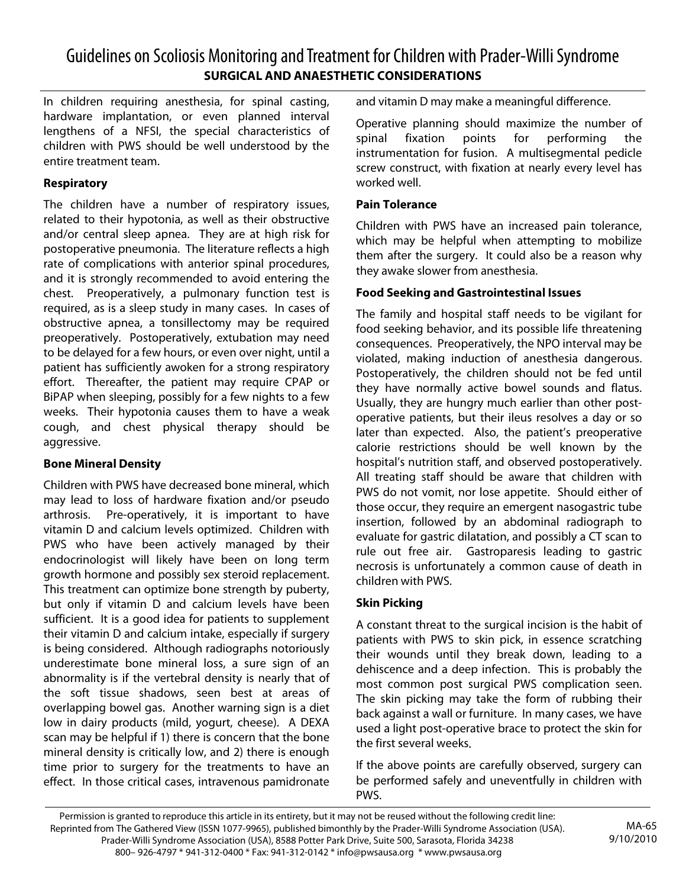# Guidelines on Scoliosis Monitoring and Treatment for Children with Prader-Willi Syndrome

## SURGICAL AND ANAESTHETIC CONSIDERATIONS

In children requiring anesthesia, for spinal casting, hardware implantation, or even planned interval lengthens of a NFSI, the special characteristics of children with PWS should be well understood by the entire treatment team.

**Respiratory**

The children have a number of respiratory issues, related to their hypotonia, as well as their obstructive and/or central sleep apnea. They are at high risk for postoperative pneumonia. The literature reflects a high rate of complications with anterior spinal procedures, and it is strongly recommended to avoid entering the chest. Preoperatively, a pulmonary function test is required, as is a sleep study in many cases. In cases of obstructive apnea, a tonsillectomy may be required preoperatively. Postoperatively, extubation may need to be delayed for a few hours, or even over night, until a patient has sufficiently awoken for a strong respiratory effort. Thereafter, the patient may require CPAP or BiPAP when sleeping, possibly for a few nights to a few weeks. Their hypotonia causes them to have a weak cough, and chest physical therapy should be aggressive.

**Bone Mineral Density**

Children with PWS have decreased bone mineral, which may lead to loss of hardware fixation and/or pseudo arthrosis. Pre-operatively, it is important to have vitamin D and calcium levels optimized. Children with PWS who have been actively managed by their endocrinologist will likely have been on long term growth hormone and possibly sex steroid replacement. This treatment can optimize bone strength by puberty, but only if vitamin D and calcium levels have been sufficient. It is a good idea for patients to supplement their vitamin D and calcium intake, especially if surgery is being considered. Although radiographs notoriously underestimate bone mineral loss, a sure sign of an abnormality is if the vertebral density is nearly that of the soft tissue shadows, seen best at areas of overlapping bowel gas. Another warning sign is a diet low in dairy products (mild, yogurt, cheese). A DEXA scan may be helpful if 1) there is concern that the bone mineral density is critically low, and 2) there is enough time prior to surgery for the treatments to have an effect. In those critical cases, intravenous pamidronate and vitamin D may make a meaningful difference.

Operative planning should maximize the number of spinal fixation points for performing the instrumentation for fusion. A multisegmental pedicle screw construct, with fixation at nearly every level has worked well.

**Pain Tolerance**

Children with PWS have an increased pain tolerance, which may be helpful when attempting to mobilize them after the surgery. It could also be a reason why they awake slower from anesthesia.

**Food Seeking and Gastrointestinal Issues**

The family and hospital staff needs to be vigilant for food seeking behavior, and its possible life threatening consequences. Preoperatively, the NPO interval may be violated, making induction of anesthesia dangerous. Postoperatively, the children should not be fed until they have normally active bowel sounds and flatus. Usually, they are hungry much earlier than other post-operative patients, but their ileus resolves a day or so later than expected. Also, the patient's preoperative calorie restrictions should be well known by the hospital's nutrition staff, and observed postoperatively. All treating staff should be aware that children with PWS do not vomit, nor lose appetite. Should either of those occur, they require an emergent nasogastric tube insertion, followed by an abdominal radiograph to evaluate for gastric dilatation, and possibly a CT scan to rule out free air. Gastroparesis leading to gastric necrosis is unfortunately a common cause of death in children with PWS.

**Skin Picking**

A constant threat to the surgical incision is the habit of patients with PWS to skin pick, in essence scratching their wounds until they break down, leading to a dehiscence and a deep infection. This is probably the most common post surgical PWS complication seen. The skin picking may take the form of rubbing their back against a wall or furniture. In many cases, we have used a light post-operative brace to protect the skin for the first several weeks.

If the above points are carefully observed, surgery can be performed safely and uneventfully in children with PWS.

Permission is granted to reproduce this article in its entirety, but it may not be reused without the following credit line: Reprinted from The Gathered View (ISSN 1077-9965), published bimonthly by the Prader-Willi Syndrome Association (USA). Prader-Willi Syndrome Association (USA), 8588 Potter Park Drive, Suite 500, Sarasota, Florida 34238
800– 926-4797 * 941-312-0400 * Fax: 941-312-0142 * info@pwsausa.org * www.pwsausa.org

MA-65
9/10/2010